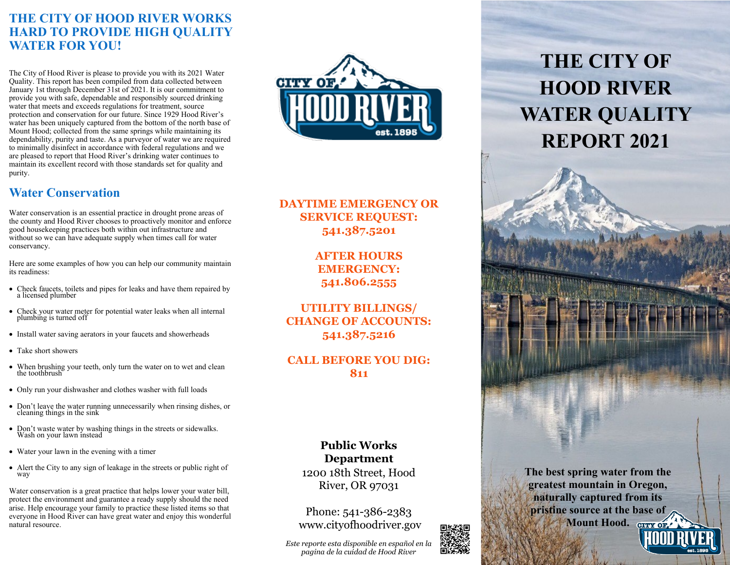## THE CITY OF HOOD RIVER WORKS HARD TO PROVIDE HIGH QUALITY WATER FOR YOU!

The City of Hood River is please to provide you with its 2021 Water Quality. This report has been compiled from data collected between January 1st through December 31st of 2021. It is our commitment to provide you with safe, dependable and responsibly sourced drinking water that meets and exceeds regulations for treatment, source protection and conservation for our future. Since 1929 Hood River's water has been uniquely captured from the bottom of the north base of Mount Hood; collected from the same springs while maintaining its dependability, purity and taste. As a purveyor of water we are required to minimally disinfect in accordance with federal regulations and we are pleased to report that Hood River's drinking water continues to maintain its excellent record with those standards set for quality and purity.

## Water Conservation

Water conservation is an essential practice in drought prone areas of the county and Hood River chooses to proactively monitor and enforce good housekeeping practices both within out infrastructure and without so we can have adequate supply when times call for water conservancy.

Here are some examples of how you can help our community maintain its readiness:

- Check faucets, toilets and pipes for leaks and have them repaired by a licensed plumber
- Check your water meter for potential water leaks when all internal plumbing is turned off
- Install water saving aerators in your faucets and showerheads
- Take short showers
- When brushing your teeth, only turn the water on to wet and clean the toothbrush
- Only run your dishwasher and clothes washer with full loads
- Don't leave the water running unnecessarily when rinsing dishes, or cleaning things in the sink
- Don't waste water by washing things in the streets or sidewalks. Wash on your lawn instead
- Water your lawn in the evening with a timer
- Alert the City to any sign of leakage in the streets or public right of way

Water conservation is a great practice that helps lower your water bill, protect the environment and guarantee a ready supply should the need arise. Help encourage your family to practice these listed items so that everyone in Hood River can have great water and enjoy this wonderful natural resource.

CITY OF HOOD RIVER est. 1895

**DAYTIME EMERGENCY OR SERVICE REQUEST: 541.387.5201**

**AFTER HOURS EMERGENCY: 541.806.2555**

**UTILITY BILLINGS/ CHANGE OF ACCOUNTS: 541.387.5216**

**CALL BEFORE YOU DIG: 811**

**Public Works Department**
1200 18th Street, Hood River, OR 97031

Phone: 541-386-2383
www.cityofhoodriver.gov

*Este reporte esta disponible en español en la pagina de la cuidad de Hood River*

# THE CITY OF HOOD RIVER WATER QUALITY REPORT 2021

**The best spring water from the greatest mountain in Oregon, naturally captured from its pristine source at the base of Mount Hood.**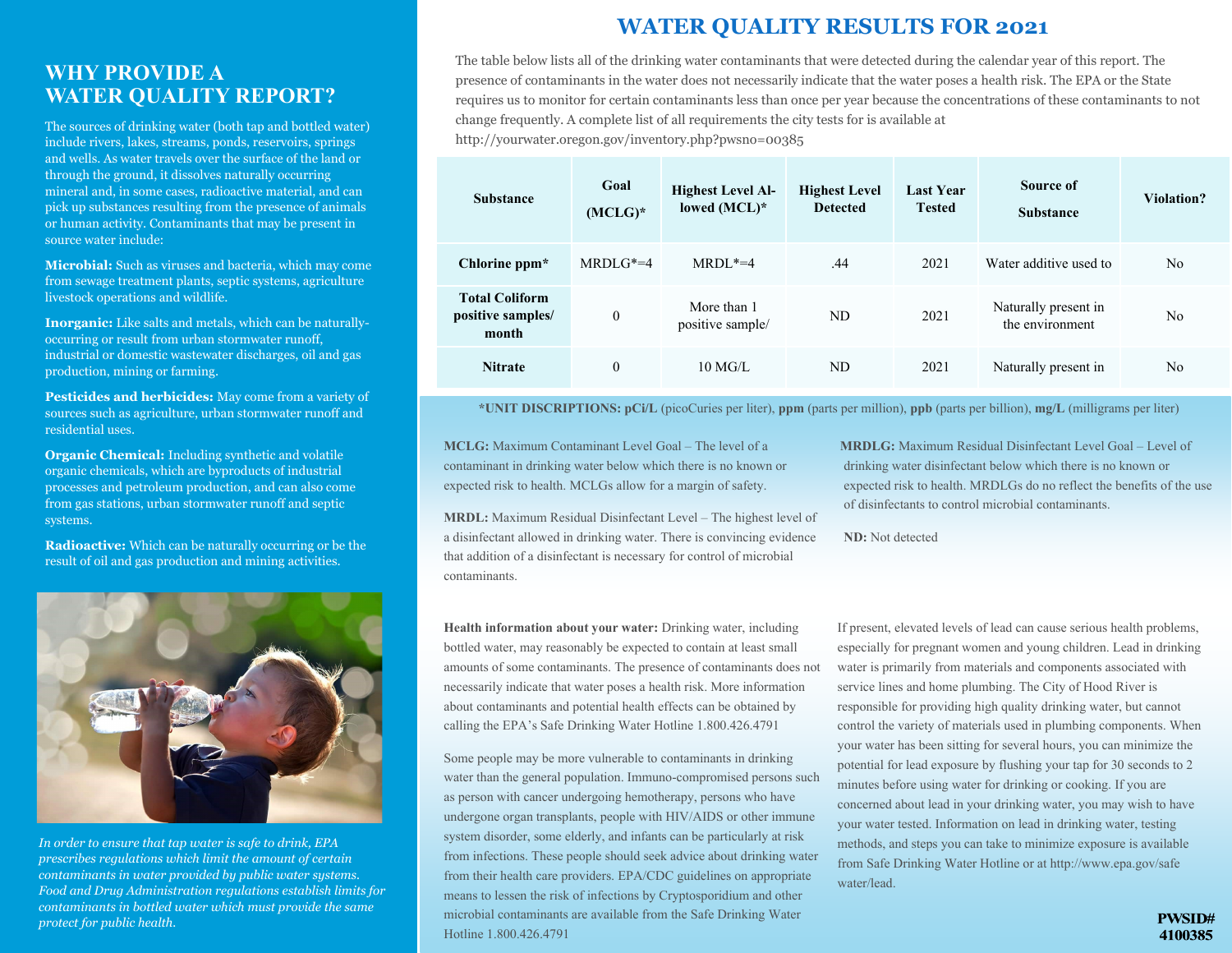## WHY PROVIDE A WATER QUALITY REPORT?

The sources of drinking water (both tap and bottled water) include rivers, lakes, streams, ponds, reservoirs, springs and wells. As water travels over the surface of the land or through the ground, it dissolves naturally occurring mineral and, in some cases, radioactive material, and can pick up substances resulting from the presence of animals or human activity. Contaminants that may be present in source water include:

**Microbial:** Such as viruses and bacteria, which may come from sewage treatment plants, septic systems, agriculture livestock operations and wildlife.

**Inorganic:** Like salts and metals, which can be naturally-occurring or result from urban stormwater runoff, industrial or domestic wastewater discharges, oil and gas production, mining or farming.

**Pesticides and herbicides:** May come from a variety of sources such as agriculture, urban stormwater runoff and residential uses.

**Organic Chemical:** Including synthetic and volatile organic chemicals, which are byproducts of industrial processes and petroleum production, and can also come from gas stations, urban stormwater runoff and septic systems.

**Radioactive:** Which can be naturally occurring or be the result of oil and gas production and mining activities.

*In order to ensure that tap water is safe to drink, EPA prescribes regulations which limit the amount of certain contaminants in water provided by public water systems. Food and Drug Administration regulations establish limits for contaminants in bottled water which must provide the same protect for public health.*

## WATER QUALITY RESULTS FOR 2021

The table below lists all of the drinking water contaminants that were detected during the calendar year of this report. The presence of contaminants in the water does not necessarily indicate that the water poses a health risk. The EPA or the State requires us to monitor for certain contaminants less than once per year because the concentrations of these contaminants to not change frequently. A complete list of all requirements the city tests for is available at http://yourwater.oregon.gov/inventory.php?pwsno=00385

| Substance | Goal (MCLG)* | Highest Level Allowed (MCL)* | Highest Level Detected | Last Year Tested | Source of Substance | Violation? |
|---|---|---|---|---|---|---|
| **Chlorine ppm*** | MRDLG*=4 | MRDL*=4 | .44 | 2021 | Water additive used to | No |
| **Total Coliform positive samples/ month** | 0 | More than 1 positive sample/ | ND | 2021 | Naturally present in the environment | No |
| **Nitrate** | 0 | 10 MG/L | ND | 2021 | Naturally present in | No |

***UNIT DISCRIPTIONS: pCi/L** (picoCuries per liter), **ppm** (parts per million), **ppb** (parts per billion), **mg/L** (milligrams per liter)

**MCLG:** Maximum Contaminant Level Goal – The level of a contaminant in drinking water below which there is no known or expected risk to health. MCLGs allow for a margin of safety.

**MRDL:** Maximum Residual Disinfectant Level – The highest level of a disinfectant allowed in drinking water. There is convincing evidence that addition of a disinfectant is necessary for control of microbial contaminants.

**MRDLG:** Maximum Residual Disinfectant Level Goal – Level of drinking water disinfectant below which there is no known or expected risk to health. MRDLGs do no reflect the benefits of the use of disinfectants to control microbial contaminants.

**ND:** Not detected

**Health information about your water:** Drinking water, including bottled water, may reasonably be expected to contain at least small amounts of some contaminants. The presence of contaminants does not necessarily indicate that water poses a health risk. More information about contaminants and potential health effects can be obtained by calling the EPA's Safe Drinking Water Hotline 1.800.426.4791

Some people may be more vulnerable to contaminants in drinking water than the general population. Immuno-compromised persons such as person with cancer undergoing hemotherapy, persons who have undergone organ transplants, people with HIV/AIDS or other immune system disorder, some elderly, and infants can be particularly at risk from infections. These people should seek advice about drinking water from their health care providers. EPA/CDC guidelines on appropriate means to lessen the risk of infections by Cryptosporidium and other microbial contaminants are available from the Safe Drinking Water Hotline 1.800.426.4791

If present, elevated levels of lead can cause serious health problems, especially for pregnant women and young children. Lead in drinking water is primarily from materials and components associated with service lines and home plumbing. The City of Hood River is responsible for providing high quality drinking water, but cannot control the variety of materials used in plumbing components. When your water has been sitting for several hours, you can minimize the potential for lead exposure by flushing your tap for 30 seconds to 2 minutes before using water for drinking or cooking. If you are concerned about lead in your drinking water, you may wish to have your water tested. Information on lead in drinking water, testing methods, and steps you can take to minimize exposure is available from Safe Drinking Water Hotline or at http://www.epa.gov/safe water/lead.

**PWSID# 4100385**